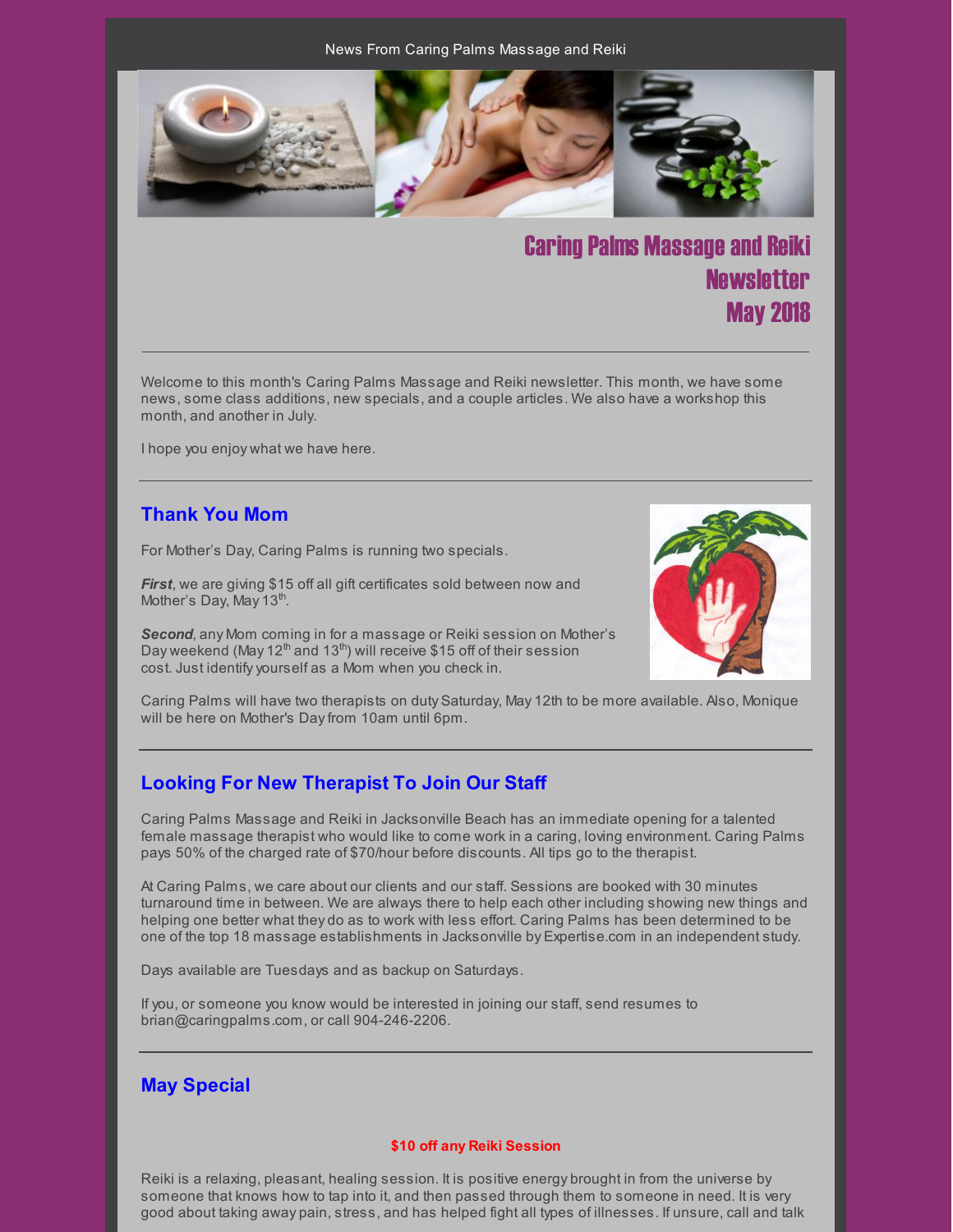News From Caring Palms Massage and Reiki

# Caring Palms Massage and Reiki Newsletter May 2018

---

Welcome to this month's Caring Palms Massage and Reiki newsletter. This month, we have some news, some class additions, new specials, and a couple articles. We also have a workshop this month, and another in July.

I hope you enjoy what we have here.

---

## Thank You Mom

For Mother’s Day, Caring Palms is running two specials.

***First***, we are giving $15 off all gift certificates sold between now and Mother’s Day, May 13th.

***Second***, any Mom coming in for a massage or Reiki session on Mother’s Day weekend (May 12th and 13th) will receive $15 off of their session cost. Just identify yourself as a Mom when you check in.

Caring Palms will have two therapists on duty Saturday, May 12th to be more available. Also, Monique will be here on Mother's Day from 10am until 6pm.

---

## Looking For New Therapist To Join Our Staff

Caring Palms Massage and Reiki in Jacksonville Beach has an immediate opening for a talented female massage therapist who would like to come work in a caring, loving environment. Caring Palms pays 50% of the charged rate of $70/hour before discounts. All tips go to the therapist.

At Caring Palms, we care about our clients and our staff. Sessions are booked with 30 minutes turnaround time in between. We are always there to help each other including showing new things and helping one better what they do as to work with less effort. Caring Palms has been determined to be one of the top 18 massage establishments in Jacksonville by Expertise.com in an independent study.

Days available are Tuesdays and as backup on Saturdays.

If you, or someone you know would be interested in joining our staff, send resumes to brian@caringpalms.com, or call 904-246-2206.

---

## May Special

**$10 off any Reiki Session**

Reiki is a relaxing, pleasant, healing session. It is positive energy brought in from the universe by someone that knows how to tap into it, and then passed through them to someone in need. It is very good about taking away pain, stress, and has helped fight all types of illnesses. If unsure, call and talk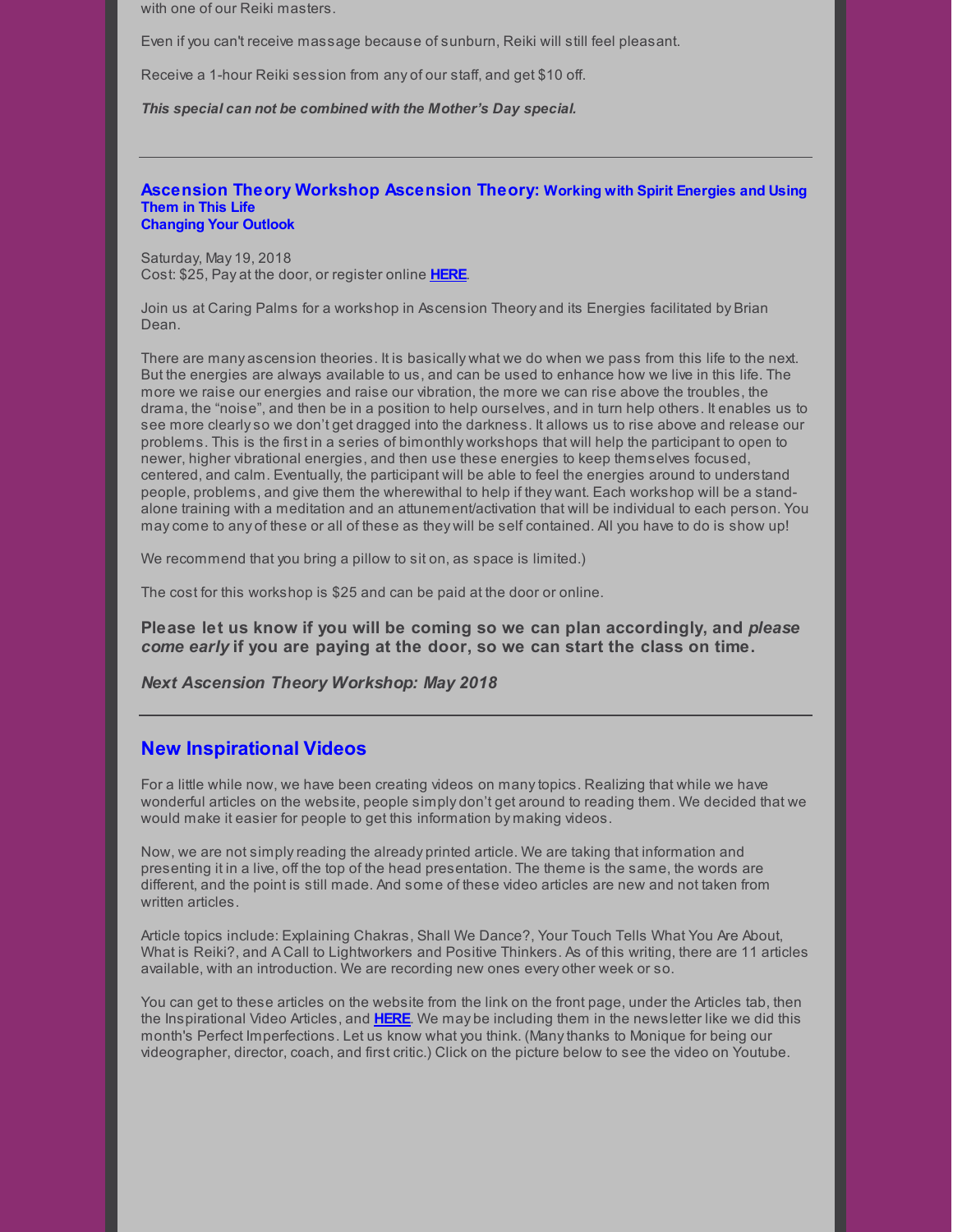with one of our Reiki masters.

Even if you can't receive massage because of sunburn, Reiki will still feel pleasant.

Receive a 1-hour Reiki session from any of our staff, and get $10 off.

***This special can not be combined with the Mother's Day special.***

---

### Ascension Theory Workshop Ascension Theory: Working with Spirit Energies and Using Them in This Life Changing Your Outlook

Saturday, May 19, 2018
Cost: $25, Pay at the door, or register online **HERE**.

Join us at Caring Palms for a workshop in Ascension Theory and its Energies facilitated by Brian Dean.

There are many ascension theories. It is basically what we do when we pass from this life to the next. But the energies are always available to us, and can be used to enhance how we live in this life. The more we raise our energies and raise our vibration, the more we can rise above the troubles, the drama, the "noise", and then be in a position to help ourselves, and in turn help others. It enables us to see more clearly so we don't get dragged into the darkness. It allows us to rise above and release our problems. This is the first in a series of bimonthly workshops that will help the participant to open to newer, higher vibrational energies, and then use these energies to keep themselves focused, centered, and calm. Eventually, the participant will be able to feel the energies around to understand people, problems, and give them the wherewithal to help if they want. Each workshop will be a stand-alone training with a meditation and an attunement/activation that will be individual to each person. You may come to any of these or all of these as they will be self contained. All you have to do is show up!

We recommend that you bring a pillow to sit on, as space is limited.)

The cost for this workshop is $25 and can be paid at the door or online.

**Please let us know if you will be coming so we can plan accordingly, and *please come early* if you are paying at the door, so we can start the class on time.**

***Next Ascension Theory Workshop: May 2018***

---

## New Inspirational Videos

For a little while now, we have been creating videos on many topics. Realizing that while we have wonderful articles on the website, people simply don't get around to reading them. We decided that we would make it easier for people to get this information by making videos.

Now, we are not simply reading the already printed article. We are taking that information and presenting it in a live, off the top of the head presentation. The theme is the same, the words are different, and the point is still made. And some of these video articles are new and not taken from written articles.

Article topics include: Explaining Chakras, Shall We Dance?, Your Touch Tells What You Are About, What is Reiki?, and A Call to Lightworkers and Positive Thinkers. As of this writing, there are 11 articles available, with an introduction. We are recording new ones every other week or so.

You can get to these articles on the website from the link on the front page, under the Articles tab, then the Inspirational Video Articles, and **HERE**. We may be including them in the newsletter like we did this month's Perfect Imperfections. Let us know what you think. (Many thanks to Monique for being our videographer, director, coach, and first critic.) Click on the picture below to see the video on Youtube.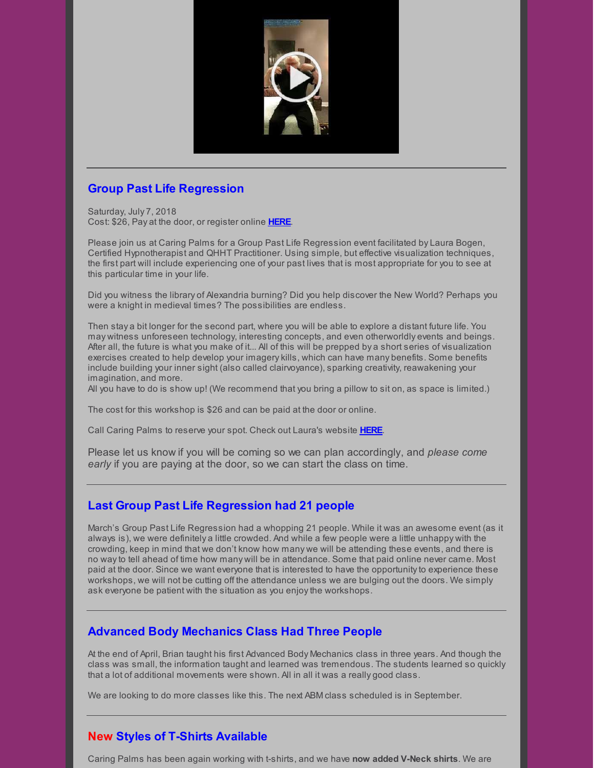## Group Past Life Regression

Saturday, July 7, 2018
Cost: $26, Pay at the door, or register online **HERE**.

Please join us at Caring Palms for a Group Past Life Regression event facilitated by Laura Bogen, Certified Hypnotherapist and QHHT Practitioner. Using simple, but effective visualization techniques, the first part will include experiencing one of your past lives that is most appropriate for you to see at this particular time in your life.

Did you witness the library of Alexandria burning? Did you help discover the New World? Perhaps you were a knight in medieval times? The possibilities are endless.

Then stay a bit longer for the second part, where you will be able to explore a distant future life. You may witness unforeseen technology, interesting concepts, and even otherworldly events and beings. After all, the future is what you make of it... All of this will be prepped by a short series of visualization exercises created to help develop your imagery kills, which can have many benefits. Some benefits include building your inner sight (also called clairvoyance), sparking creativity, reawakening your imagination, and more.
All you have to do is show up! (We recommend that you bring a pillow to sit on, as space is limited.)

The cost for this workshop is $26 and can be paid at the door or online.

Call Caring Palms to reserve your spot. Check out Laura's website **HERE**.

Please let us know if you will be coming so we can plan accordingly, and *please come early* if you are paying at the door, so we can start the class on time.

---

## Last Group Past Life Regression had 21 people

March's Group Past Life Regression had a whopping 21 people. While it was an awesome event (as it always is), we were definitely a little crowded. And while a few people were a little unhappy with the crowding, keep in mind that we don't know how many we will be attending these events, and there is no way to tell ahead of time how many will be in attendance. Some that paid online never came. Most paid at the door. Since we want everyone that is interested to have the opportunity to experience these workshops, we will not be cutting off the attendance unless we are bulging out the doors. We simply ask everyone be patient with the situation as you enjoy the workshops.

---

## Advanced Body Mechanics Class Had Three People

At the end of April, Brian taught his first Advanced Body Mechanics class in three years. And though the class was small, the information taught and learned was tremendous. The students learned so quickly that a lot of additional movements were shown. All in all it was a really good class.

We are looking to do more classes like this. The next ABM class scheduled is in September.

---

## New Styles of T-Shirts Available

Caring Palms has been again working with t-shirts, and we have **now added V-Neck shirts**. We are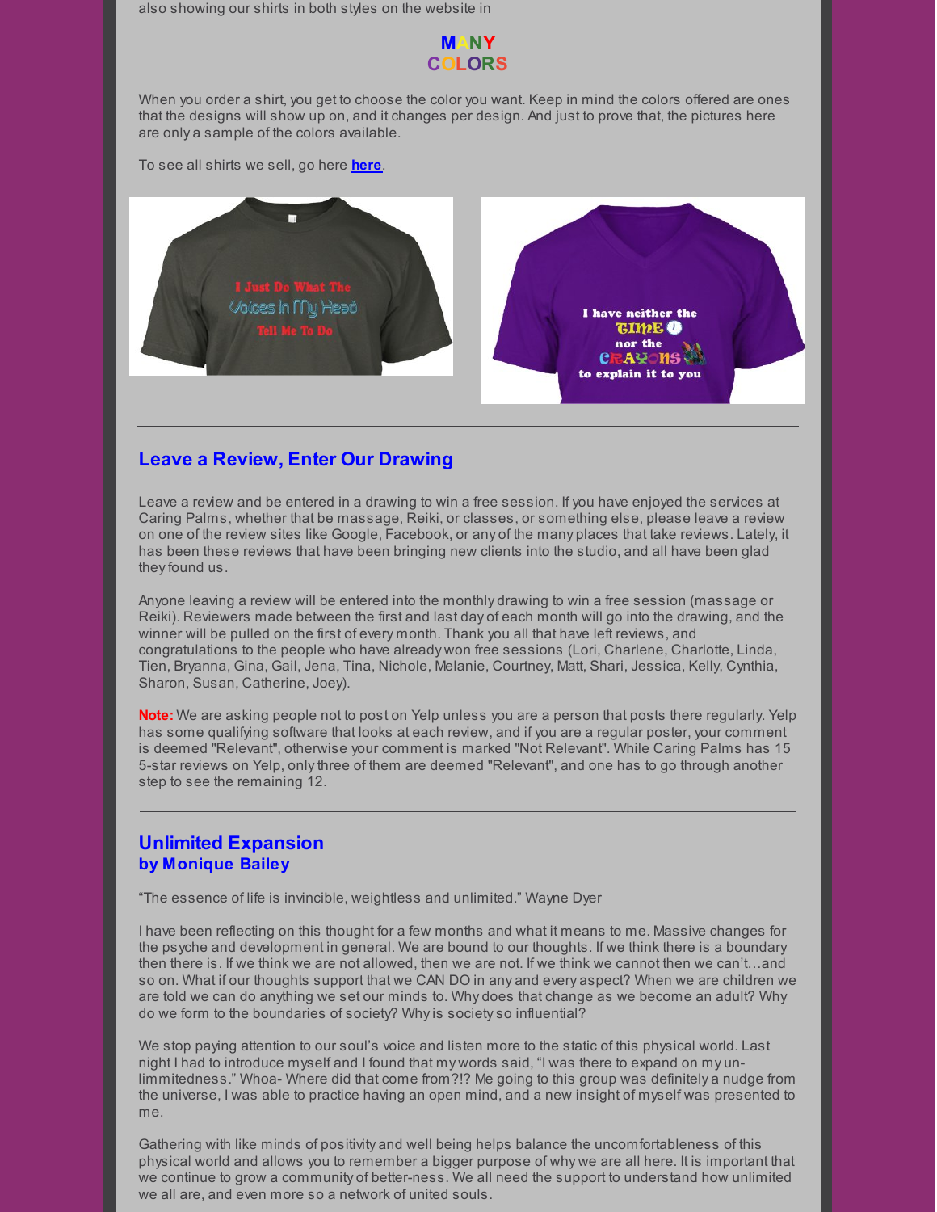also showing our shirts in both styles on the website in

**MANY COLORS**

When you order a shirt, you get to choose the color you want. Keep in mind the colors offered are ones that the designs will show up on, and it changes per design. And just to prove that, the pictures here are only a sample of the colors available.

To see all shirts we sell, go here **here**.

---

## Leave a Review, Enter Our Drawing

Leave a review and be entered in a drawing to win a free session. If you have enjoyed the services at Caring Palms, whether that be massage, Reiki, or classes, or something else, please leave a review on one of the review sites like Google, Facebook, or any of the many places that take reviews. Lately, it has been these reviews that have been bringing new clients into the studio, and all have been glad they found us.

Anyone leaving a review will be entered into the monthly drawing to win a free session (massage or Reiki). Reviewers made between the first and last day of each month will go into the drawing, and the winner will be pulled on the first of every month. Thank you all that have left reviews, and congratulations to the people who have already won free sessions (Lori, Charlene, Charlotte, Linda, Tien, Bryanna, Gina, Gail, Jena, Tina, Nichole, Melanie, Courtney, Matt, Shari, Jessica, Kelly, Cynthia, Sharon, Susan, Catherine, Joey).

**Note:** We are asking people not to post on Yelp unless you are a person that posts there regularly. Yelp has some qualifying software that looks at each review, and if you are a regular poster, your comment is deemed "Relevant", otherwise your comment is marked "Not Relevant". While Caring Palms has 15 5-star reviews on Yelp, only three of them are deemed "Relevant", and one has to go through another step to see the remaining 12.

---

## Unlimited Expansion
### by Monique Bailey

"The essence of life is invincible, weightless and unlimited." Wayne Dyer

I have been reflecting on this thought for a few months and what it means to me. Massive changes for the psyche and development in general. We are bound to our thoughts. If we think there is a boundary then there is. If we think we are not allowed, then we are not. If we think we cannot then we can't…and so on. What if our thoughts support that we CAN DO in any and every aspect? When we are children we are told we can do anything we set our minds to. Why does that change as we become an adult? Why do we form to the boundaries of society? Why is society so influential?

We stop paying attention to our soul's voice and listen more to the static of this physical world. Last night I had to introduce myself and I found that my words said, "I was there to expand on my un-limmitedness." Whoa- Where did that come from?!? Me going to this group was definitely a nudge from the universe, I was able to practice having an open mind, and a new insight of myself was presented to me.

Gathering with like minds of positivity and well being helps balance the uncomfortableness of this physical world and allows you to remember a bigger purpose of why we are all here. It is important that we continue to grow a community of better-ness. We all need the support to understand how unlimited we all are, and even more so a network of united souls.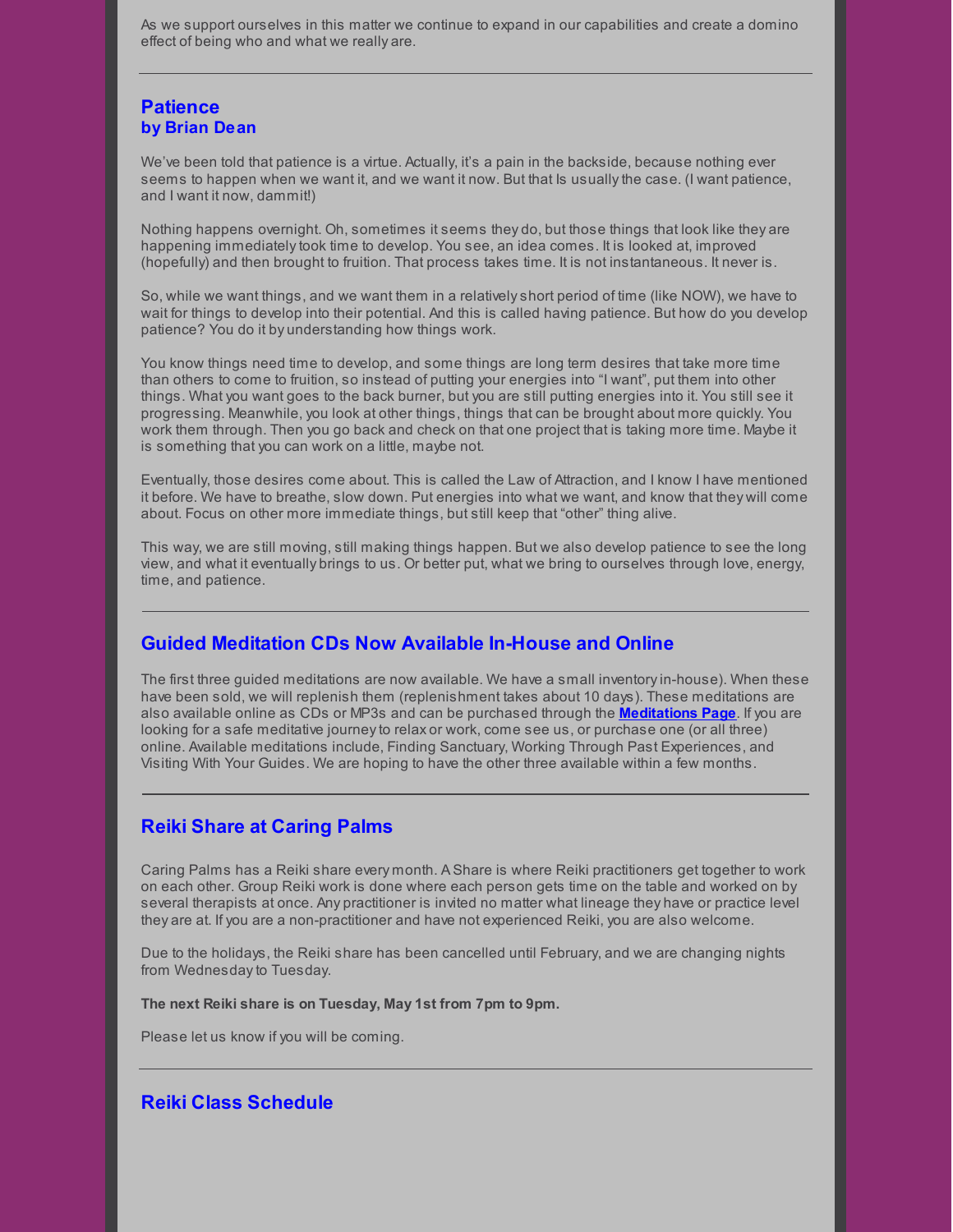As we support ourselves in this matter we continue to expand in our capabilities and create a domino effect of being who and what we really are.

---

## Patience
### by Brian Dean

We've been told that patience is a virtue. Actually, it's a pain in the backside, because nothing ever seems to happen when we want it, and we want it now. But that Is usually the case. (I want patience, and I want it now, dammit!)

Nothing happens overnight. Oh, sometimes it seems they do, but those things that look like they are happening immediately took time to develop. You see, an idea comes. It is looked at, improved (hopefully) and then brought to fruition. That process takes time. It is not instantaneous. It never is.

So, while we want things, and we want them in a relatively short period of time (like NOW), we have to wait for things to develop into their potential. And this is called having patience. But how do you develop patience? You do it by understanding how things work.

You know things need time to develop, and some things are long term desires that take more time than others to come to fruition, so instead of putting your energies into "I want", put them into other things. What you want goes to the back burner, but you are still putting energies into it. You still see it progressing. Meanwhile, you look at other things, things that can be brought about more quickly. You work them through. Then you go back and check on that one project that is taking more time. Maybe it is something that you can work on a little, maybe not.

Eventually, those desires come about. This is called the Law of Attraction, and I know I have mentioned it before. We have to breathe, slow down. Put energies into what we want, and know that they will come about. Focus on other more immediate things, but still keep that "other" thing alive.

This way, we are still moving, still making things happen. But we also develop patience to see the long view, and what it eventually brings to us. Or better put, what we bring to ourselves through love, energy, time, and patience.

---

## Guided Meditation CDs Now Available In-House and Online

The first three guided meditations are now available. We have a small inventory in-house). When these have been sold, we will replenish them (replenishment takes about 10 days). These meditations are also available online as CDs or MP3s and can be purchased through the **Meditations Page**. If you are looking for a safe meditative journey to relax or work, come see us, or purchase one (or all three) online. Available meditations include, Finding Sanctuary, Working Through Past Experiences, and Visiting With Your Guides. We are hoping to have the other three available within a few months.

---

## Reiki Share at Caring Palms

Caring Palms has a Reiki share every month. A Share is where Reiki practitioners get together to work on each other. Group Reiki work is done where each person gets time on the table and worked on by several therapists at once. Any practitioner is invited no matter what lineage they have or practice level they are at. If you are a non-practitioner and have not experienced Reiki, you are also welcome.

Due to the holidays, the Reiki share has been cancelled until February, and we are changing nights from Wednesday to Tuesday.

**The next Reiki share is on Tuesday, May 1st from 7pm to 9pm.**

Please let us know if you will be coming.

---

## Reiki Class Schedule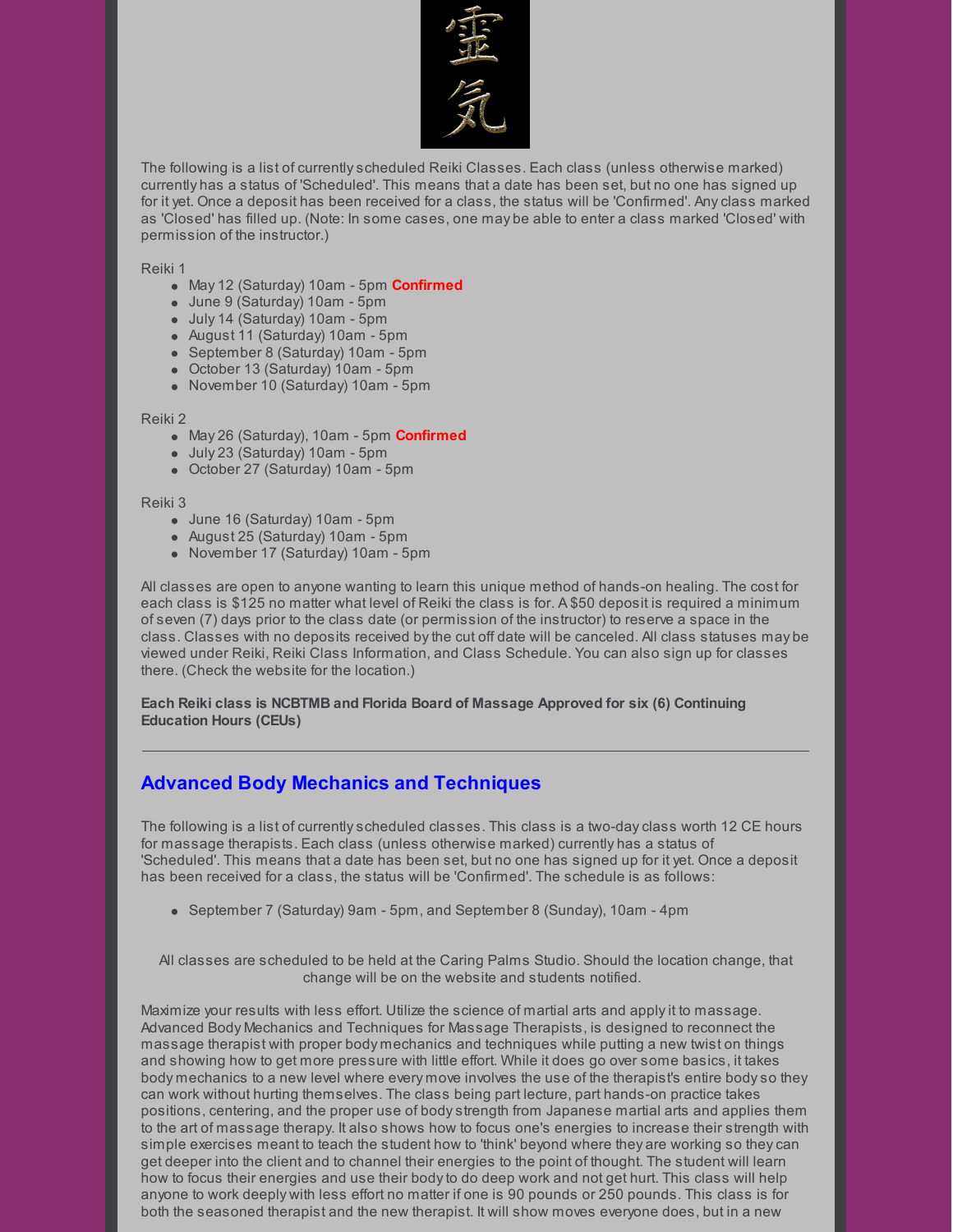The following is a list of currently scheduled Reiki Classes. Each class (unless otherwise marked) currently has a status of 'Scheduled'. This means that a date has been set, but no one has signed up for it yet. Once a deposit has been received for a class, the status will be 'Confirmed'. Any class marked as 'Closed' has filled up. (Note: In some cases, one may be able to enter a class marked 'Closed' with permission of the instructor.)

Reiki 1

- May 12 (Saturday) 10am - 5pm **Confirmed**
- June 9 (Saturday) 10am - 5pm
- July 14 (Saturday) 10am - 5pm
- August 11 (Saturday) 10am - 5pm
- September 8 (Saturday) 10am - 5pm
- October 13 (Saturday) 10am - 5pm
- November 10 (Saturday) 10am - 5pm

Reiki 2

- May 26 (Saturday), 10am - 5pm **Confirmed**
- July 23 (Saturday) 10am - 5pm
- October 27 (Saturday) 10am - 5pm

Reiki 3

- June 16 (Saturday) 10am - 5pm
- August 25 (Saturday) 10am - 5pm
- November 17 (Saturday) 10am - 5pm

All classes are open to anyone wanting to learn this unique method of hands-on healing. The cost for each class is $125 no matter what level of Reiki the class is for. A $50 deposit is required a minimum of seven (7) days prior to the class date (or permission of the instructor) to reserve a space in the class. Classes with no deposits received by the cut off date will be canceled. All class statuses may be viewed under Reiki, Reiki Class Information, and Class Schedule. You can also sign up for classes there. (Check the website for the location.)

**Each Reiki class is NCBTMB and Florida Board of Massage Approved for six (6) Continuing Education Hours (CEUs)**

---

## Advanced Body Mechanics and Techniques

The following is a list of currently scheduled classes. This class is a two-day class worth 12 CE hours for massage therapists. Each class (unless otherwise marked) currently has a status of 'Scheduled'. This means that a date has been set, but no one has signed up for it yet. Once a deposit has been received for a class, the status will be 'Confirmed'. The schedule is as follows:

- September 7 (Saturday) 9am - 5pm, and September 8 (Sunday), 10am - 4pm

All classes are scheduled to be held at the Caring Palms Studio. Should the location change, that change will be on the website and students notified.

Maximize your results with less effort. Utilize the science of martial arts and apply it to massage. Advanced Body Mechanics and Techniques for Massage Therapists, is designed to reconnect the massage therapist with proper body mechanics and techniques while putting a new twist on things and showing how to get more pressure with little effort. While it does go over some basics, it takes body mechanics to a new level where every move involves the use of the therapist's entire body so they can work without hurting themselves. The class being part lecture, part hands-on practice takes positions, centering, and the proper use of body strength from Japanese martial arts and applies them to the art of massage therapy. It also shows how to focus one's energies to increase their strength with simple exercises meant to teach the student how to 'think' beyond where they are working so they can get deeper into the client and to channel their energies to the point of thought. The student will learn how to focus their energies and use their body to do deep work and not get hurt. This class will help anyone to work deeply with less effort no matter if one is 90 pounds or 250 pounds. This class is for both the seasoned therapist and the new therapist. It will show moves everyone does, but in a new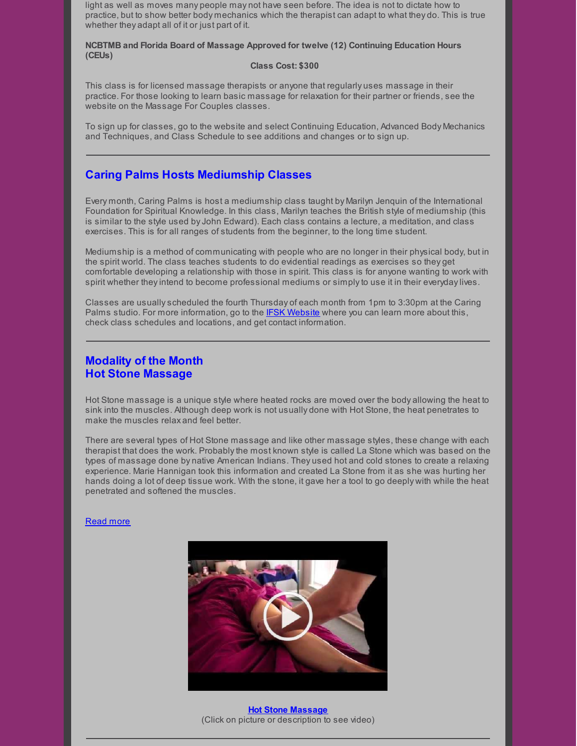light as well as moves many people may not have seen before. The idea is not to dictate how to practice, but to show better body mechanics which the therapist can adapt to what they do. This is true whether they adapt all of it or just part of it.

**NCBTMB and Florida Board of Massage Approved for twelve (12) Continuing Education Hours (CEUs)**

**Class Cost: $300**

This class is for licensed massage therapists or anyone that regularly uses massage in their practice. For those looking to learn basic massage for relaxation for their partner or friends, see the website on the Massage For Couples classes.

To sign up for classes, go to the website and select Continuing Education, Advanced Body Mechanics and Techniques, and Class Schedule to see additions and changes or to sign up.

---

## Caring Palms Hosts Mediumship Classes

Every month, Caring Palms is host a mediumship class taught by Marilyn Jenquin of the International Foundation for Spiritual Knowledge. In this class, Marilyn teaches the British style of mediumship (this is similar to the style used by John Edward). Each class contains a lecture, a meditation, and class exercises. This is for all ranges of students from the beginner, to the long time student.

Mediumship is a method of communicating with people who are no longer in their physical body, but in the spirit world. The class teaches students to do evidential readings as exercises so they get comfortable developing a relationship with those in spirit. This class is for anyone wanting to work with spirit whether they intend to become professional mediums or simply to use it in their everyday lives.

Classes are usually scheduled the fourth Thursday of each month from 1pm to 3:30pm at the Caring Palms studio. For more information, go to the IFSK Website where you can learn more about this, check class schedules and locations, and get contact information.

---

## Modality of the Month
## Hot Stone Massage

Hot Stone massage is a unique style where heated rocks are moved over the body allowing the heat to sink into the muscles. Although deep work is not usually done with Hot Stone, the heat penetrates to make the muscles relax and feel better.

There are several types of Hot Stone massage and like other massage styles, these change with each therapist that does the work. Probably the most known style is called La Stone which was based on the types of massage done by native American Indians. They used hot and cold stones to create a relaxing experience. Marie Hannigan took this information and created La Stone from it as she was hurting her hands doing a lot of deep tissue work. With the stone, it gave her a tool to go deeply with while the heat penetrated and softened the muscles.

Read more

**Hot Stone Massage**
(Click on picture or description to see video)

---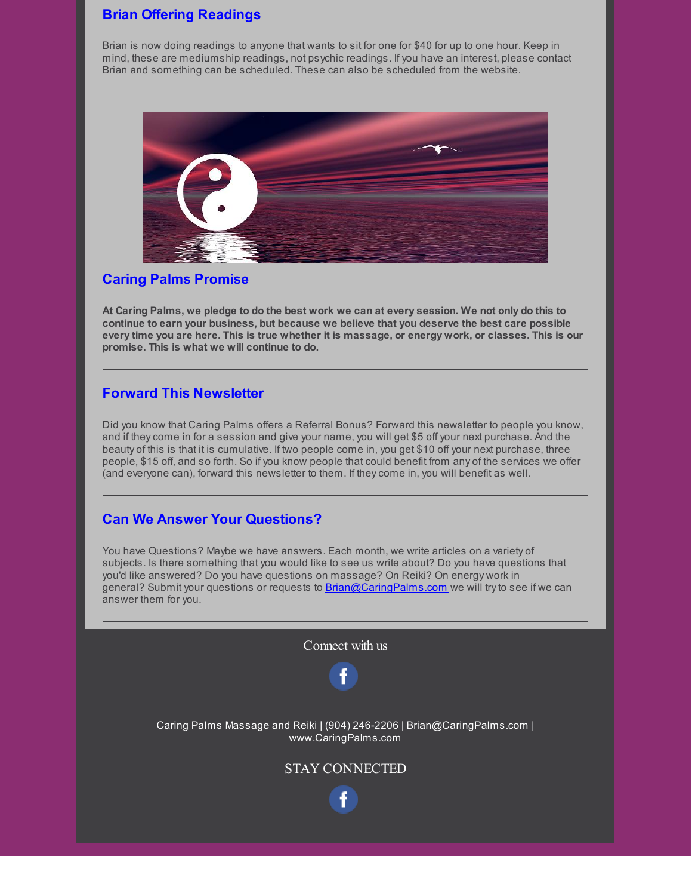## Brian Offering Readings

Brian is now doing readings to anyone that wants to sit for one for $40 for up to one hour. Keep in mind, these are mediumship readings, not psychic readings. If you have an interest, please contact Brian and something can be scheduled. These can also be scheduled from the website.

---

## Caring Palms Promise

**At Caring Palms, we pledge to do the best work we can at every session. We not only do this to continue to earn your business, but because we believe that you deserve the best care possible every time you are here. This is true whether it is massage, or energy work, or classes. This is our promise. This is what we will continue to do.**

---

## Forward This Newsletter

Did you know that Caring Palms offers a Referral Bonus? Forward this newsletter to people you know, and if they come in for a session and give your name, you will get $5 off your next purchase. And the beauty of this is that it is cumulative. If two people come in, you get $10 off your next purchase, three people, $15 off, and so forth. So if you know people that could benefit from any of the services we offer (and everyone can), forward this newsletter to them. If they come in, you will benefit as well.

---

## Can We Answer Your Questions?

You have Questions? Maybe we have answers. Each month, we write articles on a variety of subjects. Is there something that you would like to see us write about? Do you have questions that you'd like answered? Do you have questions on massage? On Reiki? On energy work in general? Submit your questions or requests to Brian@CaringPalms.com we will try to see if we can answer them for you.

---

Connect with us

Caring Palms Massage and Reiki | (904) 246-2206 | Brian@CaringPalms.com | www.CaringPalms.com

STAY CONNECTED